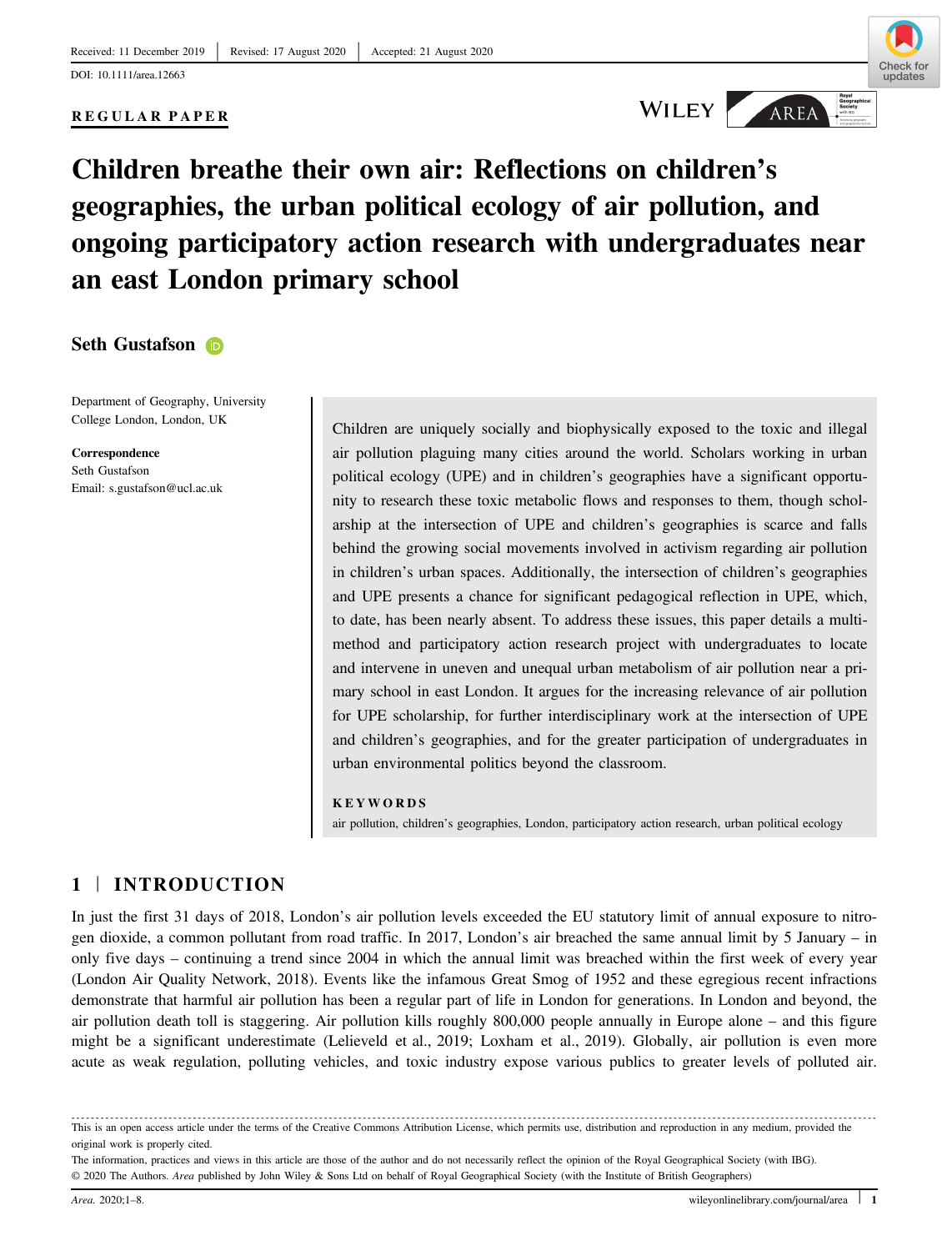Received: 11 December 2019 | Revised: 17 August 2020 | Accepted: 21 August 2020

DOI: 10.1111/area.12663

**REGULAR PAPER**

# Children breathe their own air: Reflections on children's geographies, the urban political ecology of air pollution, and ongoing participatory action research with undergraduates near an east London primary school

**Seth Gustafson**

Department of Geography, University College London, London, UK

**Correspondence**
Seth Gustafson
Email: s.gustafson@ucl.ac.uk

Children are uniquely socially and biophysically exposed to the toxic and illegal air pollution plaguing many cities around the world. Scholars working in urban political ecology (UPE) and in children's geographies have a significant opportunity to research these toxic metabolic flows and responses to them, though scholarship at the intersection of UPE and children's geographies is scarce and falls behind the growing social movements involved in activism regarding air pollution in children's urban spaces. Additionally, the intersection of children's geographies and UPE presents a chance for significant pedagogical reflection in UPE, which, to date, has been nearly absent. To address these issues, this paper details a multi-method and participatory action research project with undergraduates to locate and intervene in uneven and unequal urban metabolism of air pollution near a primary school in east London. It argues for the increasing relevance of air pollution for UPE scholarship, for further interdisciplinary work at the intersection of UPE and children's geographies, and for the greater participation of undergraduates in urban environmental politics beyond the classroom.

**KEYWORDS**

air pollution, children's geographies, London, participatory action research, urban political ecology

## 1 | INTRODUCTION

In just the first 31 days of 2018, London's air pollution levels exceeded the EU statutory limit of annual exposure to nitrogen dioxide, a common pollutant from road traffic. In 2017, London's air breached the same annual limit by 5 January – in only five days – continuing a trend since 2004 in which the annual limit was breached within the first week of every year (London Air Quality Network, 2018). Events like the infamous Great Smog of 1952 and these egregious recent infractions demonstrate that harmful air pollution has been a regular part of life in London for generations. In London and beyond, the air pollution death toll is staggering. Air pollution kills roughly 800,000 people annually in Europe alone – and this figure might be a significant underestimate (Lelieveld et al., 2019; Loxham et al., 2019). Globally, air pollution is even more acute as weak regulation, polluting vehicles, and toxic industry expose various publics to greater levels of polluted air.

This is an open access article under the terms of the Creative Commons Attribution License, which permits use, distribution and reproduction in any medium, provided the original work is properly cited.

The information, practices and views in this article are those of the author and do not necessarily reflect the opinion of the Royal Geographical Society (with IBG).
© 2020 The Authors. *Area* published by John Wiley & Sons Ltd on behalf of Royal Geographical Society (with the Institute of British Geographers)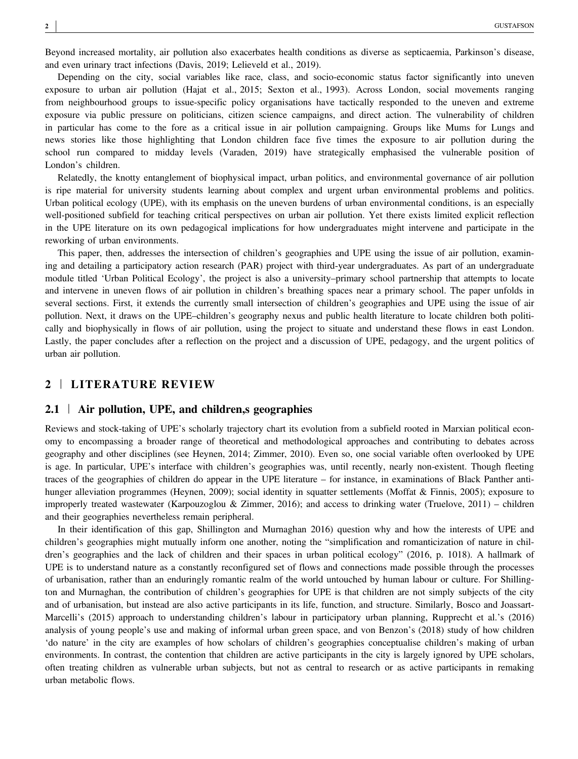Beyond increased mortality, air pollution also exacerbates health conditions as diverse as septicaemia, Parkinson's disease, and even urinary tract infections (Davis, 2019; Lelieveld et al., 2019).

Depending on the city, social variables like race, class, and socio-economic status factor significantly into uneven exposure to urban air pollution (Hajat et al., 2015; Sexton et al., 1993). Across London, social movements ranging from neighbourhood groups to issue-specific policy organisations have tactically responded to the uneven and extreme exposure via public pressure on politicians, citizen science campaigns, and direct action. The vulnerability of children in particular has come to the fore as a critical issue in air pollution campaigning. Groups like Mums for Lungs and news stories like those highlighting that London children face five times the exposure to air pollution during the school run compared to midday levels (Varaden, 2019) have strategically emphasised the vulnerable position of London's children.

Relatedly, the knotty entanglement of biophysical impact, urban politics, and environmental governance of air pollution is ripe material for university students learning about complex and urgent urban environmental problems and politics. Urban political ecology (UPE), with its emphasis on the uneven burdens of urban environmental conditions, is an especially well-positioned subfield for teaching critical perspectives on urban air pollution. Yet there exists limited explicit reflection in the UPE literature on its own pedagogical implications for how undergraduates might intervene and participate in the reworking of urban environments.

This paper, then, addresses the intersection of children's geographies and UPE using the issue of air pollution, examining and detailing a participatory action research (PAR) project with third-year undergraduates. As part of an undergraduate module titled 'Urban Political Ecology', the project is also a university–primary school partnership that attempts to locate and intervene in uneven flows of air pollution in children's breathing spaces near a primary school. The paper unfolds in several sections. First, it extends the currently small intersection of children's geographies and UPE using the issue of air pollution. Next, it draws on the UPE–children's geography nexus and public health literature to locate children both politically and biophysically in flows of air pollution, using the project to situate and understand these flows in east London. Lastly, the paper concludes after a reflection on the project and a discussion of UPE, pedagogy, and the urgent politics of urban air pollution.

## 2 | LITERATURE REVIEW

### 2.1 | Air pollution, UPE, and children‚s geographies

Reviews and stock-taking of UPE's scholarly trajectory chart its evolution from a subfield rooted in Marxian political economy to encompassing a broader range of theoretical and methodological approaches and contributing to debates across geography and other disciplines (see Heynen, 2014; Zimmer, 2010). Even so, one social variable often overlooked by UPE is age. In particular, UPE's interface with children's geographies was, until recently, nearly non-existent. Though fleeting traces of the geographies of children do appear in the UPE literature – for instance, in examinations of Black Panther anti-hunger alleviation programmes (Heynen, 2009); social identity in squatter settlements (Moffat & Finnis, 2005); exposure to improperly treated wastewater (Karpouzoglou & Zimmer, 2016); and access to drinking water (Truelove, 2011) – children and their geographies nevertheless remain peripheral.

In their identification of this gap, Shillington and Murnaghan 2016) question why and how the interests of UPE and children's geographies might mutually inform one another, noting the "simplification and romanticization of nature in children's geographies and the lack of children and their spaces in urban political ecology" (2016, p. 1018). A hallmark of UPE is to understand nature as a constantly reconfigured set of flows and connections made possible through the processes of urbanisation, rather than an enduringly romantic realm of the world untouched by human labour or culture. For Shillington and Murnaghan, the contribution of children's geographies for UPE is that children are not simply subjects of the city and of urbanisation, but instead are also active participants in its life, function, and structure. Similarly, Bosco and Joassart-Marcelli's (2015) approach to understanding children's labour in participatory urban planning, Rupprecht et al.'s (2016) analysis of young people's use and making of informal urban green space, and von Benzon's (2018) study of how children 'do nature' in the city are examples of how scholars of children's geographies conceptualise children's making of urban environments. In contrast, the contention that children are active participants in the city is largely ignored by UPE scholars, often treating children as vulnerable urban subjects, but not as central to research or as active participants in remaking urban metabolic flows.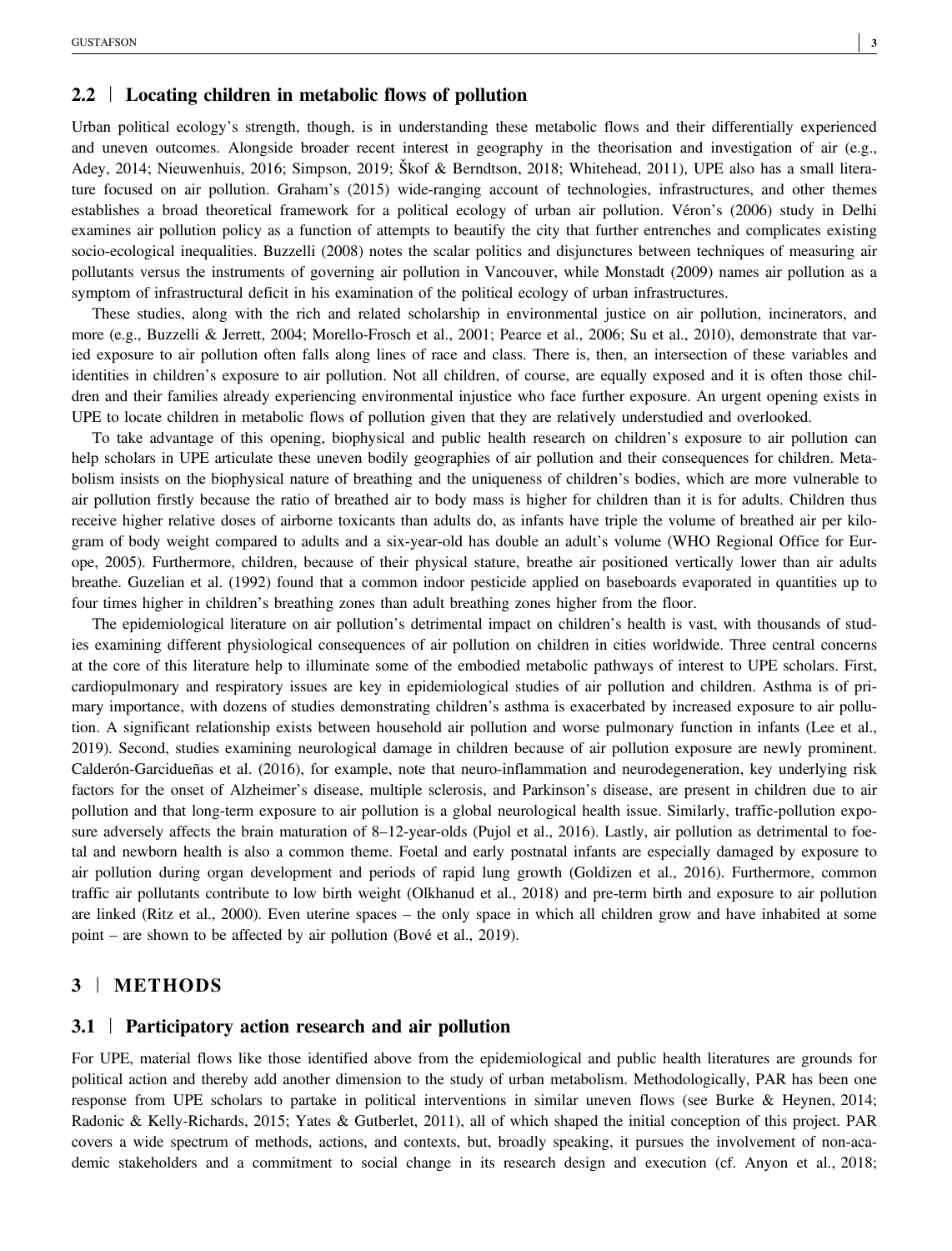## 2.2 | Locating children in metabolic flows of pollution

Urban political ecology's strength, though, is in understanding these metabolic flows and their differentially experienced and uneven outcomes. Alongside broader recent interest in geography in the theorisation and investigation of air (e.g., Adey, 2014; Nieuwenhuis, 2016; Simpson, 2019; Škof & Berndtson, 2018; Whitehead, 2011), UPE also has a small literature focused on air pollution. Graham's (2015) wide-ranging account of technologies, infrastructures, and other themes establishes a broad theoretical framework for a political ecology of urban air pollution. Véron's (2006) study in Delhi examines air pollution policy as a function of attempts to beautify the city that further entrenches and complicates existing socio-ecological inequalities. Buzzelli (2008) notes the scalar politics and disjunctures between techniques of measuring air pollutants versus the instruments of governing air pollution in Vancouver, while Monstadt (2009) names air pollution as a symptom of infrastructural deficit in his examination of the political ecology of urban infrastructures.

These studies, along with the rich and related scholarship in environmental justice on air pollution, incinerators, and more (e.g., Buzzelli & Jerrett, 2004; Morello-Frosch et al., 2001; Pearce et al., 2006; Su et al., 2010), demonstrate that varied exposure to air pollution often falls along lines of race and class. There is, then, an intersection of these variables and identities in children's exposure to air pollution. Not all children, of course, are equally exposed and it is often those children and their families already experiencing environmental injustice who face further exposure. An urgent opening exists in UPE to locate children in metabolic flows of pollution given that they are relatively understudied and overlooked.

To take advantage of this opening, biophysical and public health research on children's exposure to air pollution can help scholars in UPE articulate these uneven bodily geographies of air pollution and their consequences for children. Metabolism insists on the biophysical nature of breathing and the uniqueness of children's bodies, which are more vulnerable to air pollution firstly because the ratio of breathed air to body mass is higher for children than it is for adults. Children thus receive higher relative doses of airborne toxicants than adults do, as infants have triple the volume of breathed air per kilogram of body weight compared to adults and a six-year-old has double an adult's volume (WHO Regional Office for Europe, 2005). Furthermore, children, because of their physical stature, breathe air positioned vertically lower than air adults breathe. Guzelian et al. (1992) found that a common indoor pesticide applied on baseboards evaporated in quantities up to four times higher in children's breathing zones than adult breathing zones higher from the floor.

The epidemiological literature on air pollution's detrimental impact on children's health is vast, with thousands of studies examining different physiological consequences of air pollution on children in cities worldwide. Three central concerns at the core of this literature help to illuminate some of the embodied metabolic pathways of interest to UPE scholars. First, cardiopulmonary and respiratory issues are key in epidemiological studies of air pollution and children. Asthma is of primary importance, with dozens of studies demonstrating children's asthma is exacerbated by increased exposure to air pollution. A significant relationship exists between household air pollution and worse pulmonary function in infants (Lee et al., 2019). Second, studies examining neurological damage in children because of air pollution exposure are newly prominent. Calderón-Garcidueñas et al. (2016), for example, note that neuro-inflammation and neurodegeneration, key underlying risk factors for the onset of Alzheimer's disease, multiple sclerosis, and Parkinson's disease, are present in children due to air pollution and that long-term exposure to air pollution is a global neurological health issue. Similarly, traffic-pollution exposure adversely affects the brain maturation of 8–12-year-olds (Pujol et al., 2016). Lastly, air pollution as detrimental to foetal and newborn health is also a common theme. Foetal and early postnatal infants are especially damaged by exposure to air pollution during organ development and periods of rapid lung growth (Goldizen et al., 2016). Furthermore, common traffic air pollutants contribute to low birth weight (Olkhanud et al., 2018) and pre-term birth and exposure to air pollution are linked (Ritz et al., 2000). Even uterine spaces – the only space in which all children grow and have inhabited at some point – are shown to be affected by air pollution (Bové et al., 2019).

# 3 | METHODS

## 3.1 | Participatory action research and air pollution

For UPE, material flows like those identified above from the epidemiological and public health literatures are grounds for political action and thereby add another dimension to the study of urban metabolism. Methodologically, PAR has been one response from UPE scholars to partake in political interventions in similar uneven flows (see Burke & Heynen, 2014; Radonic & Kelly-Richards, 2015; Yates & Gutberlet, 2011), all of which shaped the initial conception of this project. PAR covers a wide spectrum of methods, actions, and contexts, but, broadly speaking, it pursues the involvement of non-academic stakeholders and a commitment to social change in its research design and execution (cf. Anyon et al., 2018;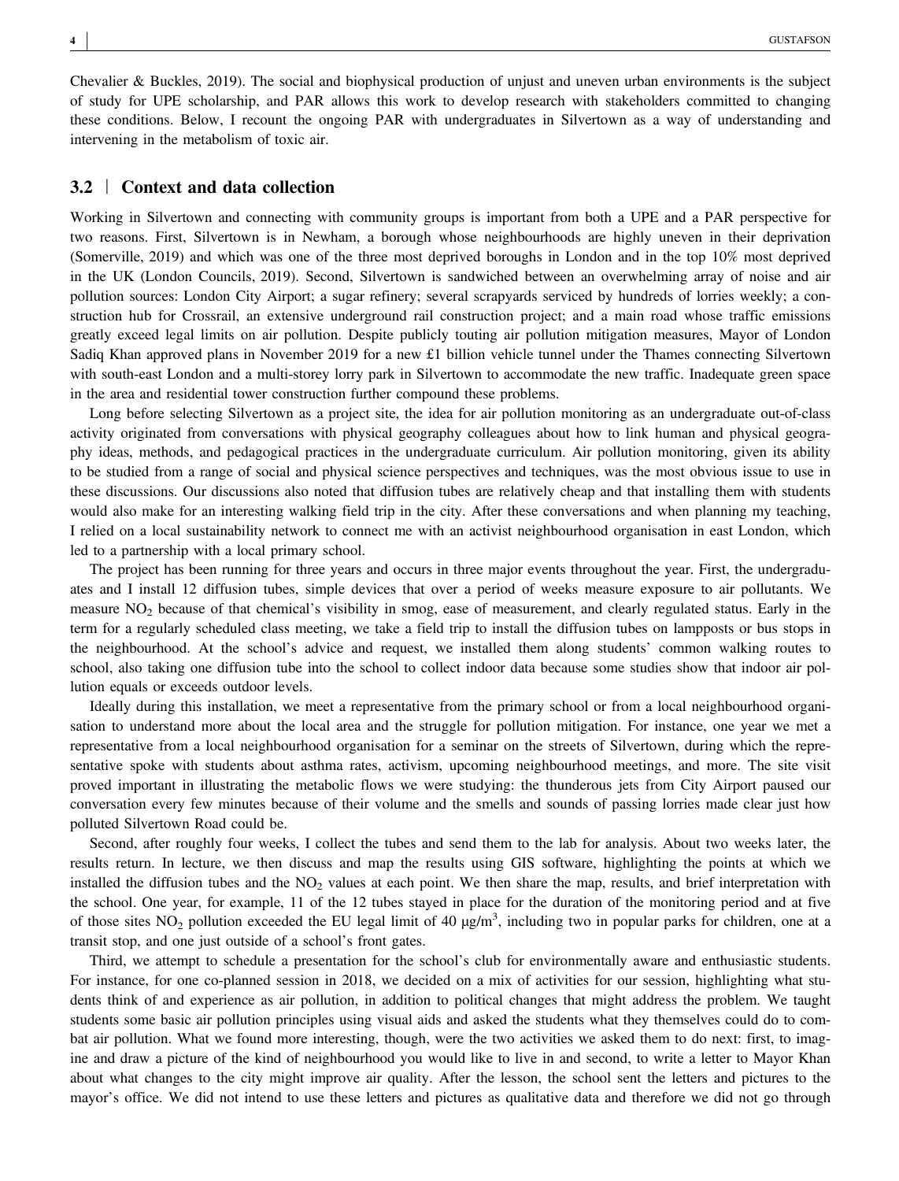Chevalier & Buckles, 2019). The social and biophysical production of unjust and uneven urban environments is the subject of study for UPE scholarship, and PAR allows this work to develop research with stakeholders committed to changing these conditions. Below, I recount the ongoing PAR with undergraduates in Silvertown as a way of understanding and intervening in the metabolism of toxic air.

### 3.2 | Context and data collection

Working in Silvertown and connecting with community groups is important from both a UPE and a PAR perspective for two reasons. First, Silvertown is in Newham, a borough whose neighbourhoods are highly uneven in their deprivation (Somerville, 2019) and which was one of the three most deprived boroughs in London and in the top 10% most deprived in the UK (London Councils, 2019). Second, Silvertown is sandwiched between an overwhelming array of noise and air pollution sources: London City Airport; a sugar refinery; several scrapyards serviced by hundreds of lorries weekly; a construction hub for Crossrail, an extensive underground rail construction project; and a main road whose traffic emissions greatly exceed legal limits on air pollution. Despite publicly touting air pollution mitigation measures, Mayor of London Sadiq Khan approved plans in November 2019 for a new £1 billion vehicle tunnel under the Thames connecting Silvertown with south-east London and a multi-storey lorry park in Silvertown to accommodate the new traffic. Inadequate green space in the area and residential tower construction further compound these problems.

Long before selecting Silvertown as a project site, the idea for air pollution monitoring as an undergraduate out-of-class activity originated from conversations with physical geography colleagues about how to link human and physical geography ideas, methods, and pedagogical practices in the undergraduate curriculum. Air pollution monitoring, given its ability to be studied from a range of social and physical science perspectives and techniques, was the most obvious issue to use in these discussions. Our discussions also noted that diffusion tubes are relatively cheap and that installing them with students would also make for an interesting walking field trip in the city. After these conversations and when planning my teaching, I relied on a local sustainability network to connect me with an activist neighbourhood organisation in east London, which led to a partnership with a local primary school.

The project has been running for three years and occurs in three major events throughout the year. First, the undergraduates and I install 12 diffusion tubes, simple devices that over a period of weeks measure exposure to air pollutants. We measure $NO_2$ because of that chemical's visibility in smog, ease of measurement, and clearly regulated status. Early in the term for a regularly scheduled class meeting, we take a field trip to install the diffusion tubes on lampposts or bus stops in the neighbourhood. At the school's advice and request, we installed them along students' common walking routes to school, also taking one diffusion tube into the school to collect indoor data because some studies show that indoor air pollution equals or exceeds outdoor levels.

Ideally during this installation, we meet a representative from the primary school or from a local neighbourhood organisation to understand more about the local area and the struggle for pollution mitigation. For instance, one year we met a representative from a local neighbourhood organisation for a seminar on the streets of Silvertown, during which the representative spoke with students about asthma rates, activism, upcoming neighbourhood meetings, and more. The site visit proved important in illustrating the metabolic flows we were studying: the thunderous jets from City Airport paused our conversation every few minutes because of their volume and the smells and sounds of passing lorries made clear just how polluted Silvertown Road could be.

Second, after roughly four weeks, I collect the tubes and send them to the lab for analysis. About two weeks later, the results return. In lecture, we then discuss and map the results using GIS software, highlighting the points at which we installed the diffusion tubes and the $NO_2$ values at each point. We then share the map, results, and brief interpretation with the school. One year, for example, 11 of the 12 tubes stayed in place for the duration of the monitoring period and at five of those sites $NO_2$ pollution exceeded the EU legal limit of 40 $\mu g/m^3$, including two in popular parks for children, one at a transit stop, and one just outside of a school's front gates.

Third, we attempt to schedule a presentation for the school's club for environmentally aware and enthusiastic students. For instance, for one co-planned session in 2018, we decided on a mix of activities for our session, highlighting what students think of and experience as air pollution, in addition to political changes that might address the problem. We taught students some basic air pollution principles using visual aids and asked the students what they themselves could do to combat air pollution. What we found more interesting, though, were the two activities we asked them to do next: first, to imagine and draw a picture of the kind of neighbourhood you would like to live in and second, to write a letter to Mayor Khan about what changes to the city might improve air quality. After the lesson, the school sent the letters and pictures to the mayor's office. We did not intend to use these letters and pictures as qualitative data and therefore we did not go through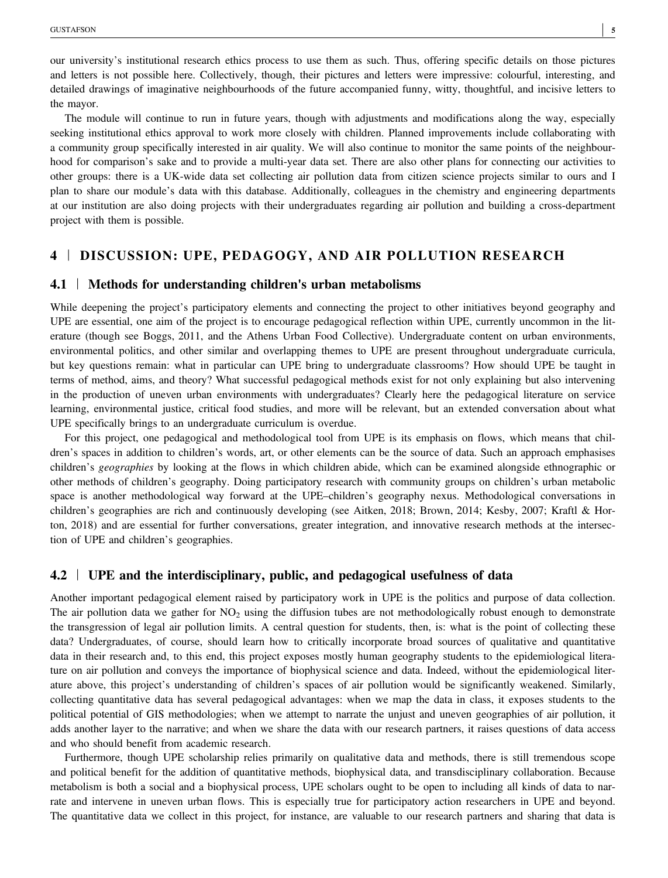our university's institutional research ethics process to use them as such. Thus, offering specific details on those pictures and letters is not possible here. Collectively, though, their pictures and letters were impressive: colourful, interesting, and detailed drawings of imaginative neighbourhoods of the future accompanied funny, witty, thoughtful, and incisive letters to the mayor.

The module will continue to run in future years, though with adjustments and modifications along the way, especially seeking institutional ethics approval to work more closely with children. Planned improvements include collaborating with a community group specifically interested in air quality. We will also continue to monitor the same points of the neighbourhood for comparison's sake and to provide a multi-year data set. There are also other plans for connecting our activities to other groups: there is a UK-wide data set collecting air pollution data from citizen science projects similar to ours and I plan to share our module's data with this database. Additionally, colleagues in the chemistry and engineering departments at our institution are also doing projects with their undergraduates regarding air pollution and building a cross-department project with them is possible.

## 4 | DISCUSSION: UPE, PEDAGOGY, AND AIR POLLUTION RESEARCH

### 4.1 | Methods for understanding children's urban metabolisms

While deepening the project's participatory elements and connecting the project to other initiatives beyond geography and UPE are essential, one aim of the project is to encourage pedagogical reflection within UPE, currently uncommon in the literature (though see Boggs, 2011, and the Athens Urban Food Collective). Undergraduate content on urban environments, environmental politics, and other similar and overlapping themes to UPE are present throughout undergraduate curricula, but key questions remain: what in particular can UPE bring to undergraduate classrooms? How should UPE be taught in terms of method, aims, and theory? What successful pedagogical methods exist for not only explaining but also intervening in the production of uneven urban environments with undergraduates? Clearly here the pedagogical literature on service learning, environmental justice, critical food studies, and more will be relevant, but an extended conversation about what UPE specifically brings to an undergraduate curriculum is overdue.

For this project, one pedagogical and methodological tool from UPE is its emphasis on flows, which means that children's spaces in addition to children's words, art, or other elements can be the source of data. Such an approach emphasises children's *geographies* by looking at the flows in which children abide, which can be examined alongside ethnographic or other methods of children's geography. Doing participatory research with community groups on children's urban metabolic space is another methodological way forward at the UPE–children's geography nexus. Methodological conversations in children's geographies are rich and continuously developing (see Aitken, 2018; Brown, 2014; Kesby, 2007; Kraftl & Horton, 2018) and are essential for further conversations, greater integration, and innovative research methods at the intersection of UPE and children's geographies.

### 4.2 | UPE and the interdisciplinary, public, and pedagogical usefulness of data

Another important pedagogical element raised by participatory work in UPE is the politics and purpose of data collection. The air pollution data we gather for $NO_2$ using the diffusion tubes are not methodologically robust enough to demonstrate the transgression of legal air pollution limits. A central question for students, then, is: what is the point of collecting these data? Undergraduates, of course, should learn how to critically incorporate broad sources of qualitative and quantitative data in their research and, to this end, this project exposes mostly human geography students to the epidemiological literature on air pollution and conveys the importance of biophysical science and data. Indeed, without the epidemiological literature above, this project's understanding of children's spaces of air pollution would be significantly weakened. Similarly, collecting quantitative data has several pedagogical advantages: when we map the data in class, it exposes students to the political potential of GIS methodologies; when we attempt to narrate the unjust and uneven geographies of air pollution, it adds another layer to the narrative; and when we share the data with our research partners, it raises questions of data access and who should benefit from academic research.

Furthermore, though UPE scholarship relies primarily on qualitative data and methods, there is still tremendous scope and political benefit for the addition of quantitative methods, biophysical data, and transdisciplinary collaboration. Because metabolism is both a social and a biophysical process, UPE scholars ought to be open to including all kinds of data to narrate and intervene in uneven urban flows. This is especially true for participatory action researchers in UPE and beyond. The quantitative data we collect in this project, for instance, are valuable to our research partners and sharing that data is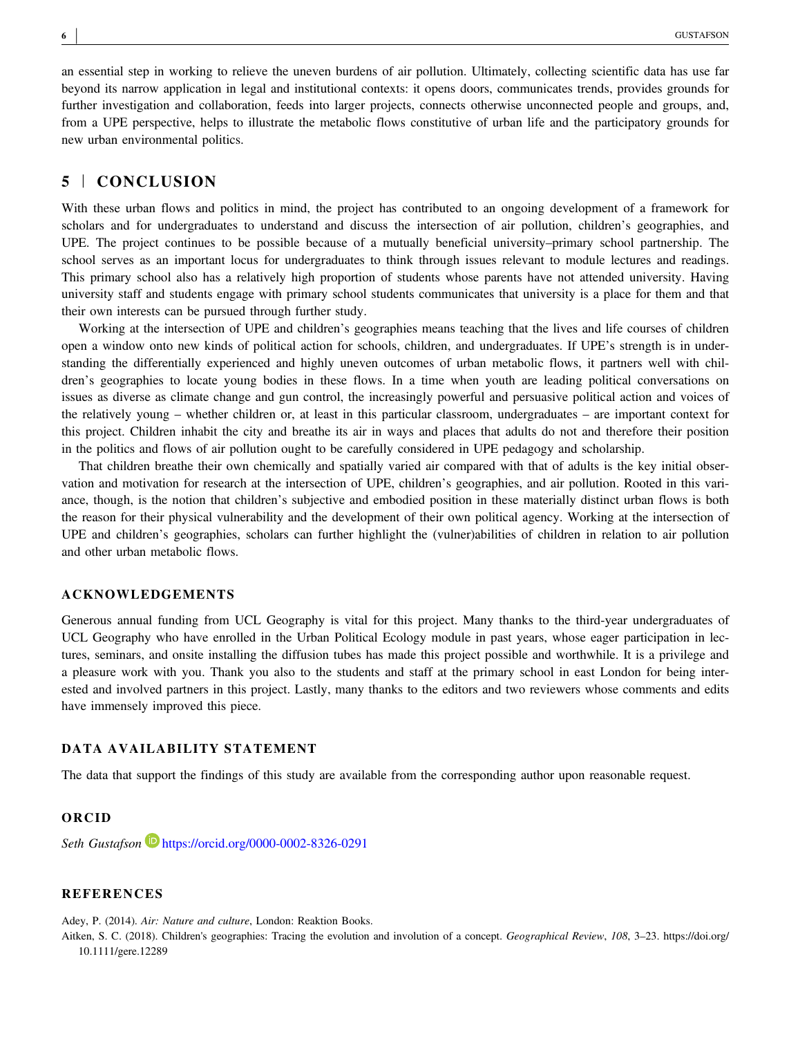an essential step in working to relieve the uneven burdens of air pollution. Ultimately, collecting scientific data has use far beyond its narrow application in legal and institutional contexts: it opens doors, communicates trends, provides grounds for further investigation and collaboration, feeds into larger projects, connects otherwise unconnected people and groups, and, from a UPE perspective, helps to illustrate the metabolic flows constitutive of urban life and the participatory grounds for new urban environmental politics.

## 5 | CONCLUSION

With these urban flows and politics in mind, the project has contributed to an ongoing development of a framework for scholars and for undergraduates to understand and discuss the intersection of air pollution, children's geographies, and UPE. The project continues to be possible because of a mutually beneficial university–primary school partnership. The school serves as an important locus for undergraduates to think through issues relevant to module lectures and readings. This primary school also has a relatively high proportion of students whose parents have not attended university. Having university staff and students engage with primary school students communicates that university is a place for them and that their own interests can be pursued through further study.

Working at the intersection of UPE and children's geographies means teaching that the lives and life courses of children open a window onto new kinds of political action for schools, children, and undergraduates. If UPE's strength is in understanding the differentially experienced and highly uneven outcomes of urban metabolic flows, it partners well with children's geographies to locate young bodies in these flows. In a time when youth are leading political conversations on issues as diverse as climate change and gun control, the increasingly powerful and persuasive political action and voices of the relatively young – whether children or, at least in this particular classroom, undergraduates – are important context for this project. Children inhabit the city and breathe its air in ways and places that adults do not and therefore their position in the politics and flows of air pollution ought to be carefully considered in UPE pedagogy and scholarship.

That children breathe their own chemically and spatially varied air compared with that of adults is the key initial observation and motivation for research at the intersection of UPE, children's geographies, and air pollution. Rooted in this variance, though, is the notion that children's subjective and embodied position in these materially distinct urban flows is both the reason for their physical vulnerability and the development of their own political agency. Working at the intersection of UPE and children's geographies, scholars can further highlight the (vulner)abilities of children in relation to air pollution and other urban metabolic flows.

### ACKNOWLEDGEMENTS

Generous annual funding from UCL Geography is vital for this project. Many thanks to the third-year undergraduates of UCL Geography who have enrolled in the Urban Political Ecology module in past years, whose eager participation in lectures, seminars, and onsite installing the diffusion tubes has made this project possible and worthwhile. It is a privilege and a pleasure work with you. Thank you also to the students and staff at the primary school in east London for being interested and involved partners in this project. Lastly, many thanks to the editors and two reviewers whose comments and edits have immensely improved this piece.

### DATA AVAILABILITY STATEMENT

The data that support the findings of this study are available from the corresponding author upon reasonable request.

### ORCID

*Seth Gustafson* https://orcid.org/0000-0002-8326-0291

### REFERENCES

Adey, P. (2014). *Air: Nature and culture*, London: Reaktion Books.

Aitken, S. C. (2018). Children's geographies: Tracing the evolution and involution of a concept. *Geographical Review*, *108*, 3–23. https://doi.org/10.1111/gere.12289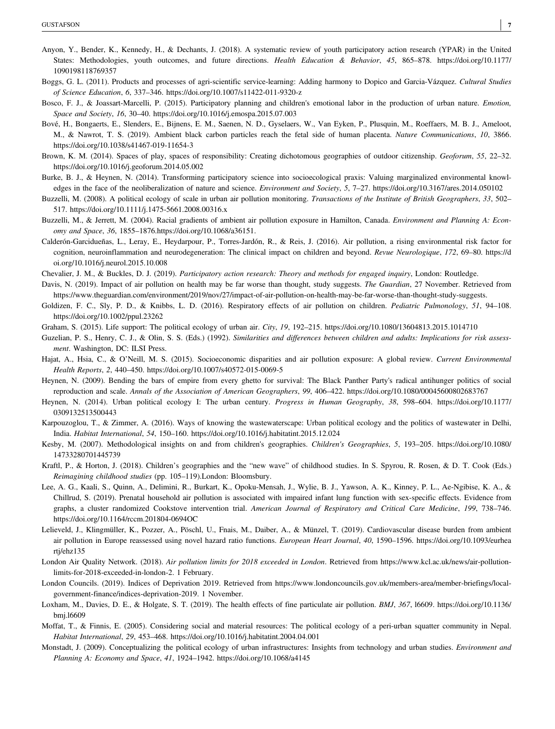Anyon, Y., Bender, K., Kennedy, H., & Dechants, J. (2018). A systematic review of youth participatory action research (YPAR) in the United States: Methodologies, youth outcomes, and future directions. *Health Education & Behavior*, *45*, 865–878. https://doi.org/10.1177/1090198118769357

Boggs, G. L. (2011). Products and processes of agri-scientific service-learning: Adding harmony to Dopico and Garcia-Vázquez. *Cultural Studies of Science Education*, *6*, 337–346. https://doi.org/10.1007/s11422-011-9320-z

Bosco, F. J., & Joassart-Marcelli, P. (2015). Participatory planning and children's emotional labor in the production of urban nature. *Emotion, Space and Society*, *16*, 30–40. https://doi.org/10.1016/j.emospa.2015.07.003

Bové, H., Bongaerts, E., Slenders, E., Bijnens, E. M., Saenen, N. D., Gyselaers, W., Van Eyken, P., Plusquin, M., Roeffaers, M. B. J., Ameloot, M., & Nawrot, T. S. (2019). Ambient black carbon particles reach the fetal side of human placenta. *Nature Communications*, *10*, 3866. https://doi.org/10.1038/s41467-019-11654-3

Brown, K. M. (2014). Spaces of play, spaces of responsibility: Creating dichotomous geographies of outdoor citizenship. *Geoforum*, *55*, 22–32. https://doi.org/10.1016/j.geoforum.2014.05.002

Burke, B. J., & Heynen, N. (2014). Transforming participatory science into socioecological praxis: Valuing marginalized environmental knowledges in the face of the neoliberalization of nature and science. *Environment and Society*, *5*, 7–27. https://doi.org/10.3167/ares.2014.050102

Buzzelli, M. (2008). A political ecology of scale in urban air pollution monitoring. *Transactions of the Institute of British Geographers*, *33*, 502–517. https://doi.org/10.1111/j.1475-5661.2008.00316.x

Buzzelli, M., & Jerrett, M. (2004). Racial gradients of ambient air pollution exposure in Hamilton, Canada. *Environment and Planning A: Economy and Space*, *36*, 1855–1876.https://doi.org/10.1068/a36151.

Calderón-Garcidueñas, L., Leray, E., Heydarpour, P., Torres-Jardón, R., & Reis, J. (2016). Air pollution, a rising environmental risk factor for cognition, neuroinflammation and neurodegeneration: The clinical impact on children and beyond. *Revue Neurologique*, *172*, 69–80. https://doi.org/10.1016/j.neurol.2015.10.008

Chevalier, J. M., & Buckles, D. J. (2019). *Participatory action research: Theory and methods for engaged inquiry*, London: Routledge.

Davis, N. (2019). Impact of air pollution on health may be far worse than thought, study suggests. *The Guardian*, 27 November. Retrieved from https://www.theguardian.com/environment/2019/nov/27/impact-of-air-pollution-on-health-may-be-far-worse-than-thought-study-suggests.

Goldizen, F. C., Sly, P. D., & Knibbs, L. D. (2016). Respiratory effects of air pollution on children. *Pediatric Pulmonology*, *51*, 94–108. https://doi.org/10.1002/ppul.23262

Graham, S. (2015). Life support: The political ecology of urban air. *City*, *19*, 192–215. https://doi.org/10.1080/13604813.2015.1014710

Guzelian, P. S., Henry, C. J., & Olin, S. S. (Eds.) (1992). *Similarities and differences between children and adults: Implications for risk assessment*. Washington, DC: ILSI Press.

Hajat, A., Hsia, C., & O'Neill, M. S. (2015). Socioeconomic disparities and air pollution exposure: A global review. *Current Environmental Health Reports*, *2*, 440–450. https://doi.org/10.1007/s40572-015-0069-5

Heynen, N. (2009). Bending the bars of empire from every ghetto for survival: The Black Panther Party's radical antihunger politics of social reproduction and scale. *Annals of the Association of American Geographers*, *99*, 406–422. https://doi.org/10.1080/00045600802683767

Heynen, N. (2014). Urban political ecology I: The urban century. *Progress in Human Geography*, *38*, 598–604. https://doi.org/10.1177/0309132513500443

Karpouzoglou, T., & Zimmer, A. (2016). Ways of knowing the wastewaterscape: Urban political ecology and the politics of wastewater in Delhi, India. *Habitat International*, *54*, 150–160. https://doi.org/10.1016/j.habitatint.2015.12.024

Kesby, M. (2007). Methodological insights on and from children's geographies. *Children's Geographies*, *5*, 193–205. https://doi.org/10.1080/14733280701445739

Kraftl, P., & Horton, J. (2018). Children's geographies and the "new wave" of childhood studies. In S. Spyrou, R. Rosen, & D. T. Cook (Eds.) *Reimagining childhood studies* (pp. 105–119).London: Bloomsbury.

Lee, A. G., Kaali, S., Quinn, A., Delimini, R., Burkart, K., Opoku-Mensah, J., Wylie, B. J., Yawson, A. K., Kinney, P. L., Ae-Ngibise, K. A., & Chillrud, S. (2019). Prenatal household air pollution is associated with impaired infant lung function with sex-specific effects. Evidence from graphs, a cluster randomized Cookstove intervention trial. *American Journal of Respiratory and Critical Care Medicine*, *199*, 738–746. https://doi.org/10.1164/rccm.201804-0694OC

Lelieveld, J., Klingmüller, K., Pozzer, A., Pöschl, U., Fnais, M., Daiber, A., & Münzel, T. (2019). Cardiovascular disease burden from ambient air pollution in Europe reassessed using novel hazard ratio functions. *European Heart Journal*, *40*, 1590–1596. https://doi.org/10.1093/eurheartj/ehz135

London Air Quality Network. (2018). *Air pollution limits for 2018 exceeded in London*. Retrieved from https://www.kcl.ac.uk/news/air-pollution-limits-for-2018-exceeded-in-london-2. 1 February.

London Councils. (2019). Indices of Deprivation 2019. Retrieved from https://www.londoncouncils.gov.uk/members-area/member-briefings/local-government-finance/indices-deprivation-2019. 1 November.

Loxham, M., Davies, D. E., & Holgate, S. T. (2019). The health effects of fine particulate air pollution. *BMJ*, *367*, l6609. https://doi.org/10.1136/bmj.l6609

Moffat, T., & Finnis, E. (2005). Considering social and material resources: The political ecology of a peri-urban squatter community in Nepal. *Habitat International*, *29*, 453–468. https://doi.org/10.1016/j.habitatint.2004.04.001

Monstadt, J. (2009). Conceptualizing the political ecology of urban infrastructures: Insights from technology and urban studies. *Environment and Planning A: Economy and Space*, *41*, 1924–1942. https://doi.org/10.1068/a4145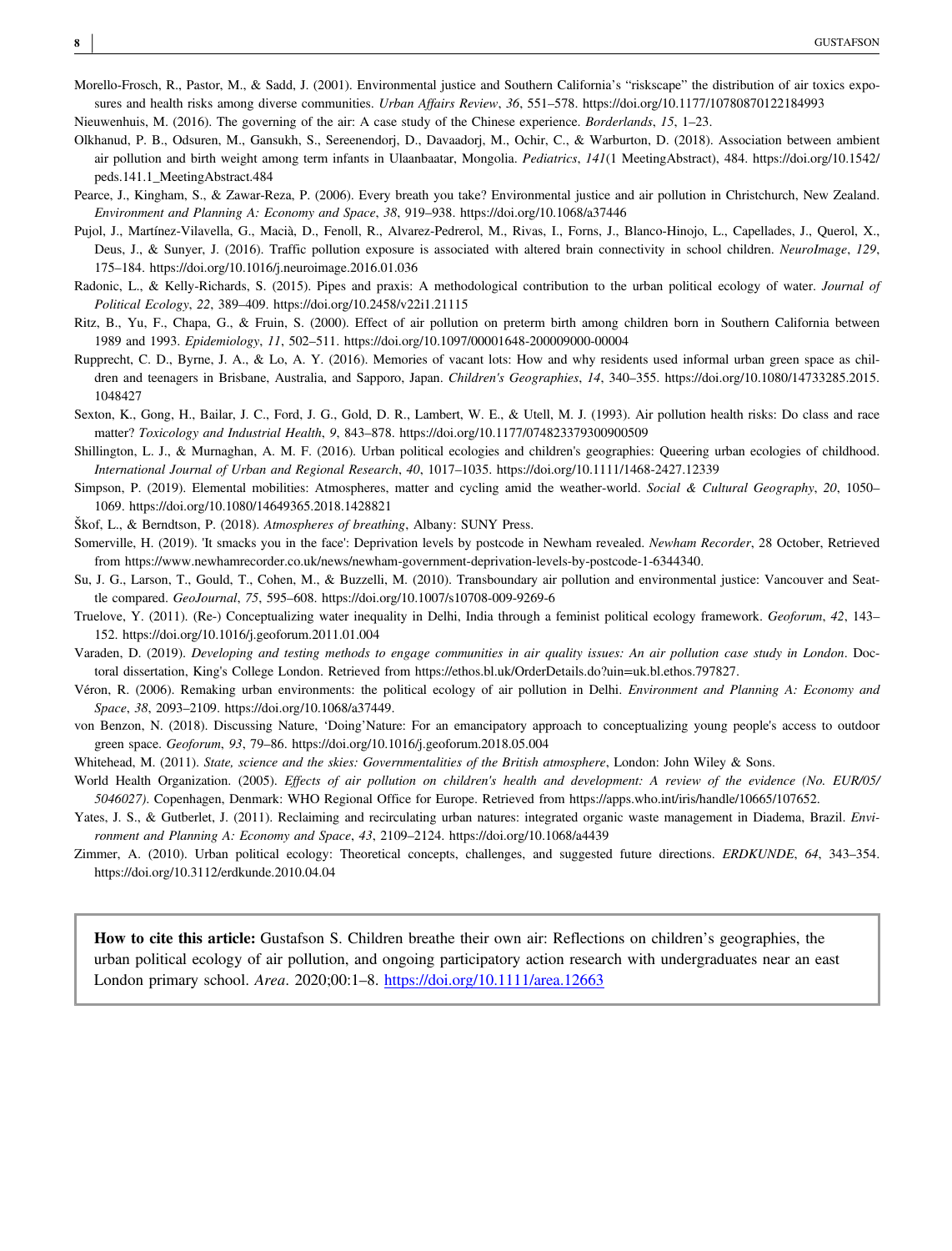Morello-Frosch, R., Pastor, M., & Sadd, J. (2001). Environmental justice and Southern California's "riskscape" the distribution of air toxics exposures and health risks among diverse communities. *Urban Affairs Review*, *36*, 551–578. https://doi.org/10.1177/10780870122184993

Nieuwenhuis, M. (2016). The governing of the air: A case study of the Chinese experience. *Borderlands*, *15*, 1–23.

Olkhanud, P. B., Odsuren, M., Gansukh, S., Sereenendorj, D., Davaadorj, M., Ochir, C., & Warburton, D. (2018). Association between ambient air pollution and birth weight among term infants in Ulaanbaatar, Mongolia. *Pediatrics*, *141*(1 MeetingAbstract), 484. https://doi.org/10.1542/peds.141.1_MeetingAbstract.484

Pearce, J., Kingham, S., & Zawar-Reza, P. (2006). Every breath you take? Environmental justice and air pollution in Christchurch, New Zealand. *Environment and Planning A: Economy and Space*, *38*, 919–938. https://doi.org/10.1068/a37446

Pujol, J., Martínez-Vilavella, G., Macià, D., Fenoll, R., Alvarez-Pedrerol, M., Rivas, I., Forns, J., Blanco-Hinojo, L., Capellades, J., Querol, X., Deus, J., & Sunyer, J. (2016). Traffic pollution exposure is associated with altered brain connectivity in school children. *NeuroImage*, *129*, 175–184. https://doi.org/10.1016/j.neuroimage.2016.01.036

Radonic, L., & Kelly-Richards, S. (2015). Pipes and praxis: A methodological contribution to the urban political ecology of water. *Journal of Political Ecology*, *22*, 389–409. https://doi.org/10.2458/v22i1.21115

Ritz, B., Yu, F., Chapa, G., & Fruin, S. (2000). Effect of air pollution on preterm birth among children born in Southern California between 1989 and 1993. *Epidemiology*, *11*, 502–511. https://doi.org/10.1097/00001648-200009000-00004

Rupprecht, C. D., Byrne, J. A., & Lo, A. Y. (2016). Memories of vacant lots: How and why residents used informal urban green space as children and teenagers in Brisbane, Australia, and Sapporo, Japan. *Children's Geographies*, *14*, 340–355. https://doi.org/10.1080/14733285.2015.1048427

Sexton, K., Gong, H., Bailar, J. C., Ford, J. G., Gold, D. R., Lambert, W. E., & Utell, M. J. (1993). Air pollution health risks: Do class and race matter? *Toxicology and Industrial Health*, *9*, 843–878. https://doi.org/10.1177/074823379300900509

Shillington, L. J., & Murnaghan, A. M. F. (2016). Urban political ecologies and children's geographies: Queering urban ecologies of childhood. *International Journal of Urban and Regional Research*, *40*, 1017–1035. https://doi.org/10.1111/1468-2427.12339

Simpson, P. (2019). Elemental mobilities: Atmospheres, matter and cycling amid the weather-world. *Social & Cultural Geography*, *20*, 1050–1069. https://doi.org/10.1080/14649365.2018.1428821

Škof, L., & Berndtson, P. (2018). *Atmospheres of breathing*, Albany: SUNY Press.

Somerville, H. (2019). 'It smacks you in the face': Deprivation levels by postcode in Newham revealed. *Newham Recorder*, 28 October, Retrieved from https://www.newhamrecorder.co.uk/news/newham-government-deprivation-levels-by-postcode-1-6344340.

Su, J. G., Larson, T., Gould, T., Cohen, M., & Buzzelli, M. (2010). Transboundary air pollution and environmental justice: Vancouver and Seattle compared. *GeoJournal*, *75*, 595–608. https://doi.org/10.1007/s10708-009-9269-6

Truelove, Y. (2011). (Re-) Conceptualizing water inequality in Delhi, India through a feminist political ecology framework. *Geoforum*, *42*, 143–152. https://doi.org/10.1016/j.geoforum.2011.01.004

Varaden, D. (2019). *Developing and testing methods to engage communities in air quality issues: An air pollution case study in London*. Doctoral dissertation, King's College London. Retrieved from https://ethos.bl.uk/OrderDetails.do?uin=uk.bl.ethos.797827.

Véron, R. (2006). Remaking urban environments: the political ecology of air pollution in Delhi. *Environment and Planning A: Economy and Space*, *38*, 2093–2109. https://doi.org/10.1068/a37449.

von Benzon, N. (2018). Discussing Nature, 'Doing'Nature: For an emancipatory approach to conceptualizing young people's access to outdoor green space. *Geoforum*, *93*, 79–86. https://doi.org/10.1016/j.geoforum.2018.05.004

Whitehead, M. (2011). *State, science and the skies: Governmentalities of the British atmosphere*, London: John Wiley & Sons.

World Health Organization. (2005). *Effects of air pollution on children's health and development: A review of the evidence (No. EUR/05/5046027)*. Copenhagen, Denmark: WHO Regional Office for Europe. Retrieved from https://apps.who.int/iris/handle/10665/107652.

Yates, J. S., & Gutberlet, J. (2011). Reclaiming and recirculating urban natures: integrated organic waste management in Diadema, Brazil. *Environment and Planning A: Economy and Space*, *43*, 2109–2124. https://doi.org/10.1068/a4439

Zimmer, A. (2010). Urban political ecology: Theoretical concepts, challenges, and suggested future directions. *ERDKUNDE*, *64*, 343–354. https://doi.org/10.3112/erdkunde.2010.04.04

**How to cite this article:** Gustafson S. Children breathe their own air: Reflections on children's geographies, the urban political ecology of air pollution, and ongoing participatory action research with undergraduates near an east London primary school. *Area*. 2020;00:1–8. https://doi.org/10.1111/area.12663